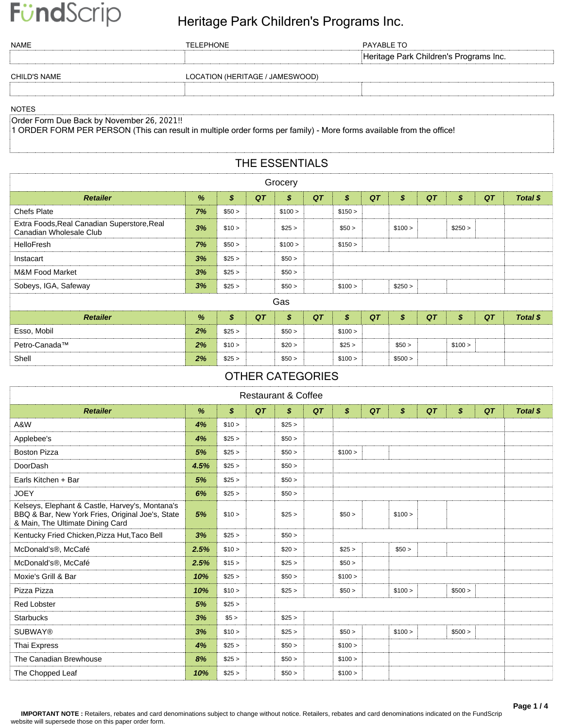# FundScrip

## Heritage Park Children's Programs Inc.

| NAME | TELEPHONE | PAYABLE TO |
|---|---|---|
| | | Heritage Park Children's Programs Inc. |

| CHILD'S NAME | LOCATION (HERITAGE / JAMESWOOD) | |
|---|---|---|
| | | |

NOTES

Order Form Due Back by November 26, 2021!!
1 ORDER FORM PER PERSON (This can result in multiple order forms per family) - More forms available from the office!

## THE ESSENTIALS

### Grocery

| Retailer | % | $ | QT | $ | QT | $ | QT | $ | QT | $ | QT | Total $ |
|---|---|---|---|---|---|---|---|---|---|---|---|---|
| Chefs Plate | 7% | $50 > | | $100 > | | $150 > | | | | | | |
| Extra Foods,Real Canadian Superstore,Real Canadian Wholesale Club | 3% | $10 > | | $25 > | | $50 > | | $100 > | | $250 > | | |
| HelloFresh | 7% | $50 > | | $100 > | | $150 > | | | | | | |
| Instacart | 3% | $25 > | | $50 > | | | | | | | | |
| M&M Food Market | 3% | $25 > | | $50 > | | | | | | | | |
| Sobeys, IGA, Safeway | 3% | $25 > | | $50 > | | $100 > | | $250 > | | | | |

### Gas

| Retailer | % | $ | QT | $ | QT | $ | QT | $ | QT | $ | QT | Total $ |
|---|---|---|---|---|---|---|---|---|---|---|---|---|
| Esso, Mobil | 2% | $25 > | | $50 > | | $100 > | | | | | | |
| Petro-Canada™ | 2% | $10 > | | $20 > | | $25 > | | $50 > | | $100 > | | |
| Shell | 2% | $25 > | | $50 > | | $100 > | | $500 > | | | | |

## OTHER CATEGORIES

### Restaurant & Coffee

| Retailer | % | $ | QT | $ | QT | $ | QT | $ | QT | $ | QT | Total $ |
|---|---|---|---|---|---|---|---|---|---|---|---|---|
| A&W | 4% | $10 > | | $25 > | | | | | | | | |
| Applebee's | 4% | $25 > | | $50 > | | | | | | | | |
| Boston Pizza | 5% | $25 > | | $50 > | | $100 > | | | | | | |
| DoorDash | 4.5% | $25 > | | $50 > | | | | | | | | |
| Earls Kitchen + Bar | 5% | $25 > | | $50 > | | | | | | | | |
| JOEY | 6% | $25 > | | $50 > | | | | | | | | |
| Kelseys, Elephant & Castle, Harvey's, Montana's BBQ & Bar, New York Fries, Original Joe's, State & Main, The Ultimate Dining Card | 5% | $10 > | | $25 > | | $50 > | | $100 > | | | | |
| Kentucky Fried Chicken,Pizza Hut,Taco Bell | 3% | $25 > | | $50 > | | | | | | | | |
| McDonald's®, McCafé | 2.5% | $10 > | | $20 > | | $25 > | | $50 > | | | | |
| McDonald's®, McCafé | 2.5% | $15 > | | $25 > | | $50 > | | | | | | |
| Moxie's Grill & Bar | 10% | $25 > | | $50 > | | $100 > | | | | | | |
| Pizza Pizza | 10% | $10 > | | $25 > | | $50 > | | $100 > | | $500 > | | |
| Red Lobster | 5% | $25 > | | | | | | | | | | |
| Starbucks | 3% | $5 > | | $25 > | | | | | | | | |
| SUBWAY® | 3% | $10 > | | $25 > | | $50 > | | $100 > | | $500 > | | |
| Thai Express | 4% | $25 > | | $50 > | | $100 > | | | | | | |
| The Canadian Brewhouse | 8% | $25 > | | $50 > | | $100 > | | | | | | |
| The Chopped Leaf | 10% | $25 > | | $50 > | | $100 > | | | | | | |

**IMPORTANT NOTE :** Retailers, rebates and card denominations subject to change without notice. Retailers, rebates and card denominations indicated on the FundScrip website will supersede those on this paper order form.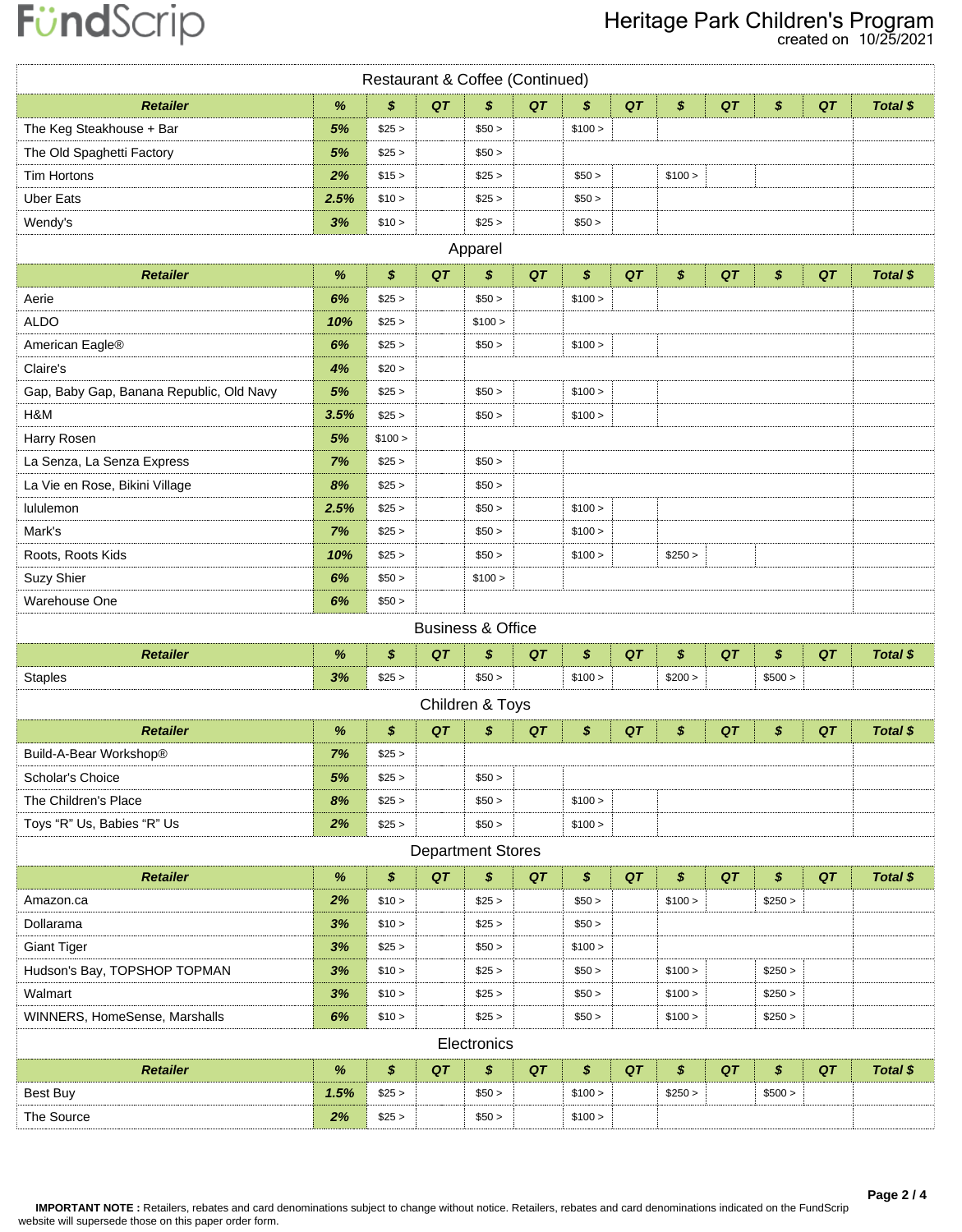# Heritage Park Children's Program

created on 10/25/2021

## Restaurant & Coffee (Continued)

| Retailer | % | $ | QT | $ | QT | $ | QT | $ | QT | $ | QT | Total $ |
|---|---|---|---|---|---|---|---|---|---|---|---|---|
| The Keg Steakhouse + Bar | 5% | $25 > | | $50 > | | $100 > | | | | | | |
| The Old Spaghetti Factory | 5% | $25 > | | $50 > | | | | | | | | |
| Tim Hortons | 2% | $15 > | | $25 > | | $50 > | | $100 > | | | | |
| Uber Eats | 2.5% | $10 > | | $25 > | | $50 > | | | | | | |
| Wendy's | 3% | $10 > | | $25 > | | $50 > | | | | | | |

## Apparel

| Retailer | % | $ | QT | $ | QT | $ | QT | $ | QT | $ | QT | Total $ |
|---|---|---|---|---|---|---|---|---|---|---|---|---|
| Aerie | 6% | $25 > | | $50 > | | $100 > | | | | | | |
| ALDO | 10% | $25 > | | $100 > | | | | | | | | |
| American Eagle® | 6% | $25 > | | $50 > | | $100 > | | | | | | |
| Claire's | 4% | $20 > | | | | | | | | | | |
| Gap, Baby Gap, Banana Republic, Old Navy | 5% | $25 > | | $50 > | | $100 > | | | | | | |
| H&M | 3.5% | $25 > | | $50 > | | $100 > | | | | | | |
| Harry Rosen | 5% | $100 > | | | | | | | | | | |
| La Senza, La Senza Express | 7% | $25 > | | $50 > | | | | | | | | |
| La Vie en Rose, Bikini Village | 8% | $25 > | | $50 > | | | | | | | | |
| lululemon | 2.5% | $25 > | | $50 > | | $100 > | | | | | | |
| Mark's | 7% | $25 > | | $50 > | | $100 > | | | | | | |
| Roots, Roots Kids | 10% | $25 > | | $50 > | | $100 > | | $250 > | | | | |
| Suzy Shier | 6% | $50 > | | $100 > | | | | | | | | |
| Warehouse One | 6% | $50 > | | | | | | | | | | |

## Business & Office

| Retailer | % | $ | QT | $ | QT | $ | QT | $ | QT | $ | QT | Total $ |
|---|---|---|---|---|---|---|---|---|---|---|---|---|
| Staples | 3% | $25 > | | $50 > | | $100 > | | $200 > | | $500 > | | |

## Children & Toys

| Retailer | % | $ | QT | $ | QT | $ | QT | $ | QT | $ | QT | Total $ |
|---|---|---|---|---|---|---|---|---|---|---|---|---|
| Build-A-Bear Workshop® | 7% | $25 > | | | | | | | | | | |
| Scholar's Choice | 5% | $25 > | | $50 > | | | | | | | | |
| The Children's Place | 8% | $25 > | | $50 > | | $100 > | | | | | | |
| Toys “R” Us, Babies “R” Us | 2% | $25 > | | $50 > | | $100 > | | | | | | |

## Department Stores

| Retailer | % | $ | QT | $ | QT | $ | QT | $ | QT | $ | QT | Total $ |
|---|---|---|---|---|---|---|---|---|---|---|---|---|
| Amazon.ca | 2% | $10 > | | $25 > | | $50 > | | $100 > | | $250 > | | |
| Dollarama | 3% | $10 > | | $25 > | | $50 > | | | | | | |
| Giant Tiger | 3% | $25 > | | $50 > | | $100 > | | | | | | |
| Hudson's Bay, TOPSHOP TOPMAN | 3% | $10 > | | $25 > | | $50 > | | $100 > | | $250 > | | |
| Walmart | 3% | $10 > | | $25 > | | $50 > | | $100 > | | $250 > | | |
| WINNERS, HomeSense, Marshalls | 6% | $10 > | | $25 > | | $50 > | | $100 > | | $250 > | | |

## Electronics

| Retailer | % | $ | QT | $ | QT | $ | QT | $ | QT | $ | QT | Total $ |
|---|---|---|---|---|---|---|---|---|---|---|---|---|
| Best Buy | 1.5% | $25 > | | $50 > | | $100 > | | $250 > | | $500 > | | |
| The Source | 2% | $25 > | | $50 > | | $100 > | | | | | | |

**IMPORTANT NOTE :** Retailers, rebates and card denominations subject to change without notice. Retailers, rebates and card denominations indicated on the FundScrip website will supersede those on this paper order form.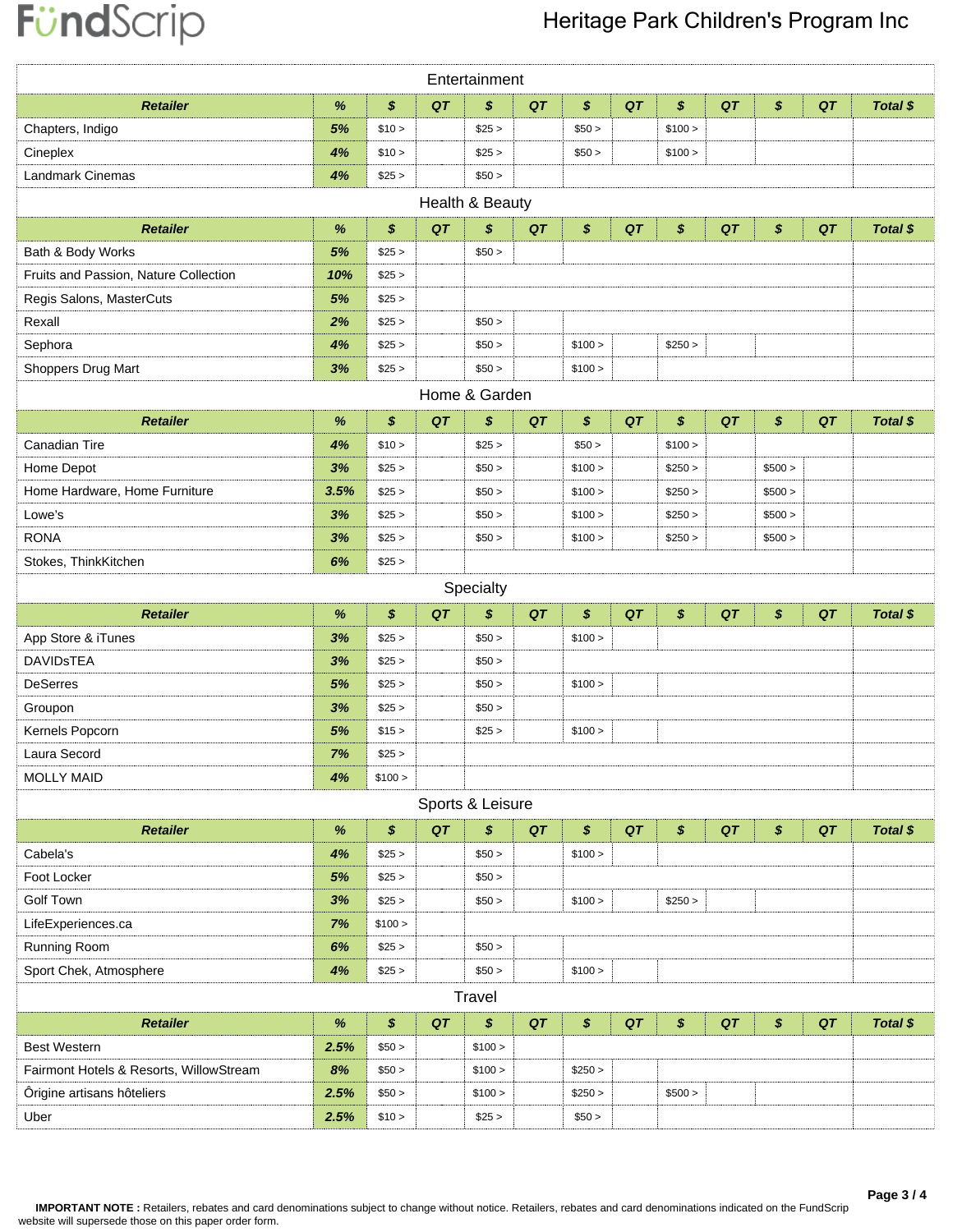FundScrip

# Heritage Park Children's Program Inc

## Entertainment

| Retailer | % | $ | QT | $ | QT | $ | QT | $ | QT | $ | QT | Total $ |
|---|---|---|---|---|---|---|---|---|---|---|---|---|
| Chapters, Indigo | 5% | $10 > | | $25 > | | $50 > | | $100 > | | | | |
| Cineplex | 4% | $10 > | | $25 > | | $50 > | | $100 > | | | | |
| Landmark Cinemas | 4% | $25 > | | $50 > | | | | | | | | |

## Health & Beauty

| Retailer | % | $ | QT | $ | QT | $ | QT | $ | QT | $ | QT | Total $ |
|---|---|---|---|---|---|---|---|---|---|---|---|---|
| Bath & Body Works | 5% | $25 > | | $50 > | | | | | | | | |
| Fruits and Passion, Nature Collection | 10% | $25 > | | | | | | | | | | |
| Regis Salons, MasterCuts | 5% | $25 > | | | | | | | | | | |
| Rexall | 2% | $25 > | | $50 > | | | | | | | | |
| Sephora | 4% | $25 > | | $50 > | | $100 > | | $250 > | | | | |
| Shoppers Drug Mart | 3% | $25 > | | $50 > | | $100 > | | | | | | |

## Home & Garden

| Retailer | % | $ | QT | $ | QT | $ | QT | $ | QT | $ | QT | Total $ |
|---|---|---|---|---|---|---|---|---|---|---|---|---|
| Canadian Tire | 4% | $10 > | | $25 > | | $50 > | | $100 > | | | | |
| Home Depot | 3% | $25 > | | $50 > | | $100 > | | $250 > | | $500 > | | |
| Home Hardware, Home Furniture | 3.5% | $25 > | | $50 > | | $100 > | | $250 > | | $500 > | | |
| Lowe's | 3% | $25 > | | $50 > | | $100 > | | $250 > | | $500 > | | |
| RONA | 3% | $25 > | | $50 > | | $100 > | | $250 > | | $500 > | | |
| Stokes, ThinkKitchen | 6% | $25 > | | | | | | | | | | |

## Specialty

| Retailer | % | $ | QT | $ | QT | $ | QT | $ | QT | $ | QT | Total $ |
|---|---|---|---|---|---|---|---|---|---|---|---|---|
| App Store & iTunes | 3% | $25 > | | $50 > | | $100 > | | | | | | |
| DAVIDsTEA | 3% | $25 > | | $50 > | | | | | | | | |
| DeSerres | 5% | $25 > | | $50 > | | $100 > | | | | | | |
| Groupon | 3% | $25 > | | $50 > | | | | | | | | |
| Kernels Popcorn | 5% | $15 > | | $25 > | | $100 > | | | | | | |
| Laura Secord | 7% | $25 > | | | | | | | | | | |
| MOLLY MAID | 4% | $100 > | | | | | | | | | | |

## Sports & Leisure

| Retailer | % | $ | QT | $ | QT | $ | QT | $ | QT | $ | QT | Total $ |
|---|---|---|---|---|---|---|---|---|---|---|---|---|
| Cabela's | 4% | $25 > | | $50 > | | $100 > | | | | | | |
| Foot Locker | 5% | $25 > | | $50 > | | | | | | | | |
| Golf Town | 3% | $25 > | | $50 > | | $100 > | | $250 > | | | | |
| LifeExperiences.ca | 7% | $100 > | | | | | | | | | | |
| Running Room | 6% | $25 > | | $50 > | | | | | | | | |
| Sport Chek, Atmosphere | 4% | $25 > | | $50 > | | $100 > | | | | | | |

## Travel

| Retailer | % | $ | QT | $ | QT | $ | QT | $ | QT | $ | QT | Total $ |
|---|---|---|---|---|---|---|---|---|---|---|---|---|
| Best Western | 2.5% | $50 > | | $100 > | | | | | | | | |
| Fairmont Hotels & Resorts, WillowStream | 8% | $50 > | | $100 > | | $250 > | | | | | | |
| Ôrigine artisans hôteliers | 2.5% | $50 > | | $100 > | | $250 > | | $500 > | | | | |
| Uber | 2.5% | $10 > | | $25 > | | $50 > | | | | | | |

**IMPORTANT NOTE :** Retailers, rebates and card denominations subject to change without notice. Retailers, rebates and card denominations indicated on the FundScrip website will supersede those on this paper order form.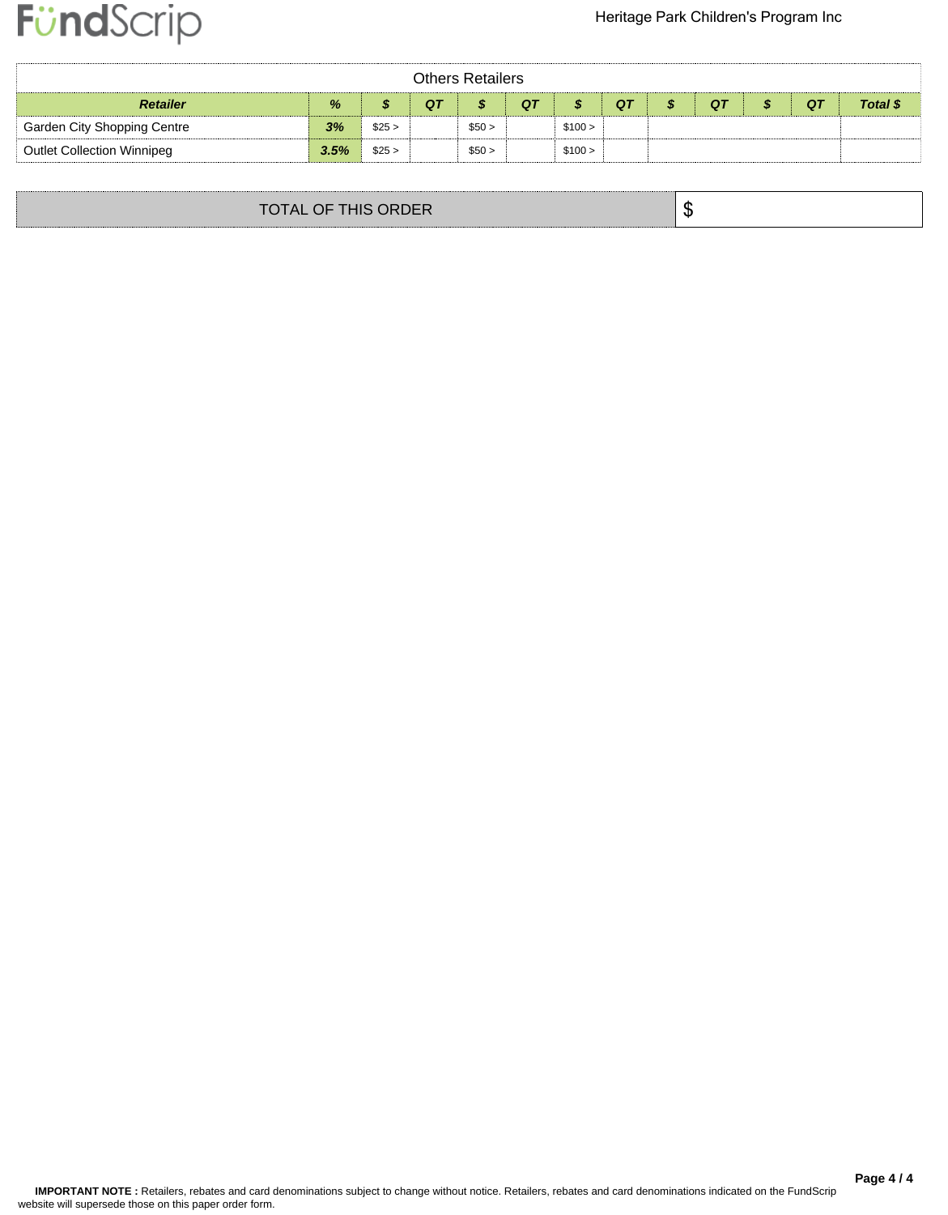| Others Retailers | | | | | | | | | | | | |
|---|---|---|---|---|---|---|---|---|---|---|---|---|
| ***Retailer*** | ***%*** | ***$*** | ***QT*** | ***$*** | ***QT*** | ***$*** | ***QT*** | ***$*** | ***QT*** | ***$*** | ***QT*** | ***Total $*** |
| Garden City Shopping Centre | ***3%*** | $25 > | | $50 > | | $100 > | | | | | | |
| Outlet Collection Winnipeg | ***3.5%*** | $25 > | | $50 > | | $100 > | | | | | | |

| TOTAL OF THIS ORDER | $ |
|---|---|

**IMPORTANT NOTE :** Retailers, rebates and card denominations subject to change without notice. Retailers, rebates and card denominations indicated on the FundScrip website will supersede those on this paper order form.